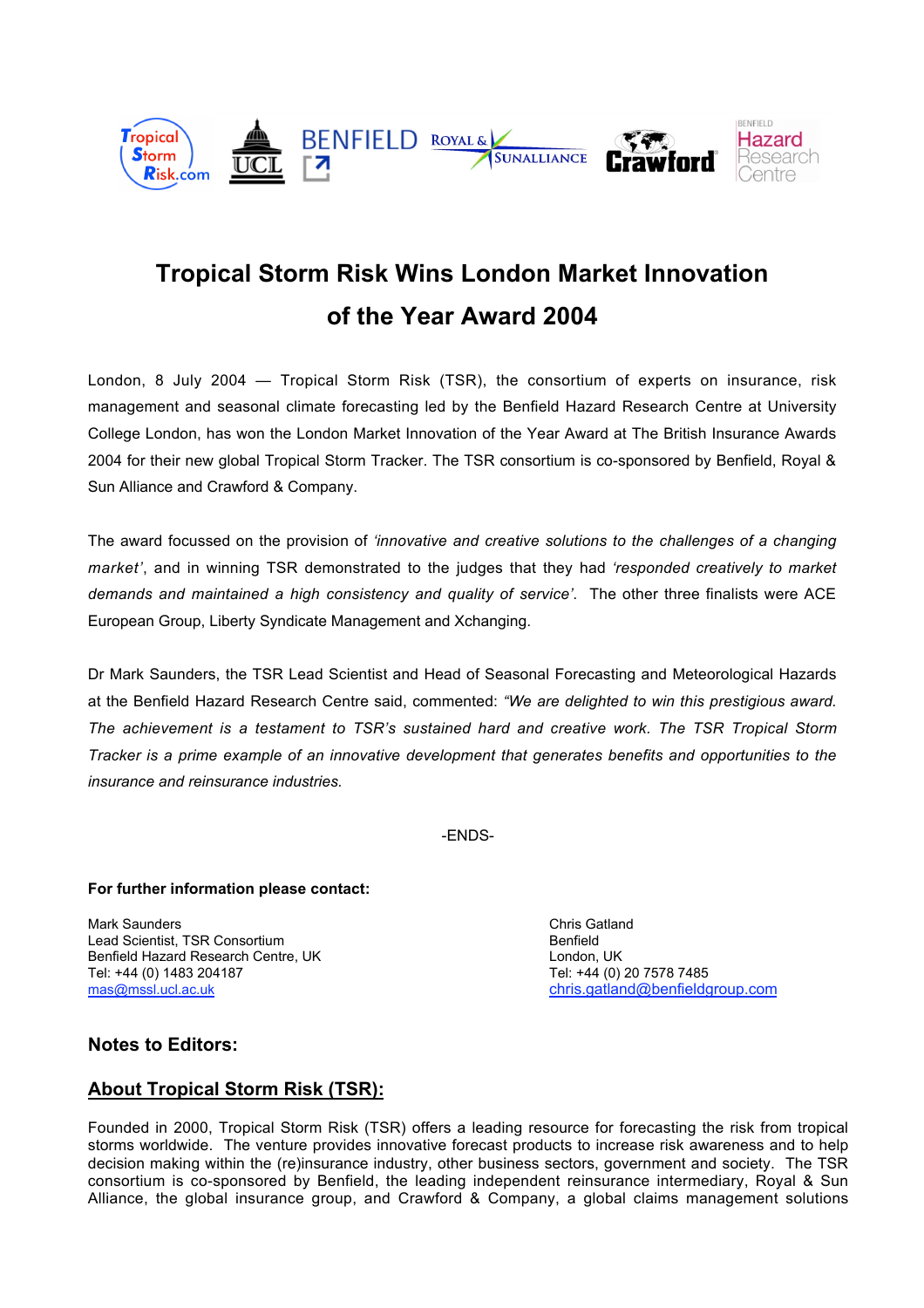# Tropical Storm Risk Wins London Market Innovation of the Year Award 2004

London, 8 July 2004 — Tropical Storm Risk (TSR), the consortium of experts on insurance, risk management and seasonal climate forecasting led by the Benfield Hazard Research Centre at University College London, has won the London Market Innovation of the Year Award at The British Insurance Awards 2004 for their new global Tropical Storm Tracker. The TSR consortium is co-sponsored by Benfield, Royal & Sun Alliance and Crawford & Company.

The award focussed on the provision of *'innovative and creative solutions to the challenges of a changing market'*, and in winning TSR demonstrated to the judges that they had *'responded creatively to market demands and maintained a high consistency and quality of service'*. The other three finalists were ACE European Group, Liberty Syndicate Management and Xchanging.

Dr Mark Saunders, the TSR Lead Scientist and Head of Seasonal Forecasting and Meteorological Hazards at the Benfield Hazard Research Centre said, commented: *"We are delighted to win this prestigious award. The achievement is a testament to TSR's sustained hard and creative work. The TSR Tropical Storm Tracker is a prime example of an innovative development that generates benefits and opportunities to the insurance and reinsurance industries.*

-ENDS-

**For further information please contact:**

Mark Saunders
Lead Scientist, TSR Consortium
Benfield Hazard Research Centre, UK
Tel: +44 (0) 1483 204187
mas@mssl.ucl.ac.uk

Chris Gatland
Benfield
London, UK
Tel: +44 (0) 20 7578 7485
chris.gatland@benfieldgroup.com

## Notes to Editors:

## About Tropical Storm Risk (TSR):

Founded in 2000, Tropical Storm Risk (TSR) offers a leading resource for forecasting the risk from tropical storms worldwide. The venture provides innovative forecast products to increase risk awareness and to help decision making within the (re)insurance industry, other business sectors, government and society. The TSR consortium is co-sponsored by Benfield, the leading independent reinsurance intermediary, Royal & Sun Alliance, the global insurance group, and Crawford & Company, a global claims management solutions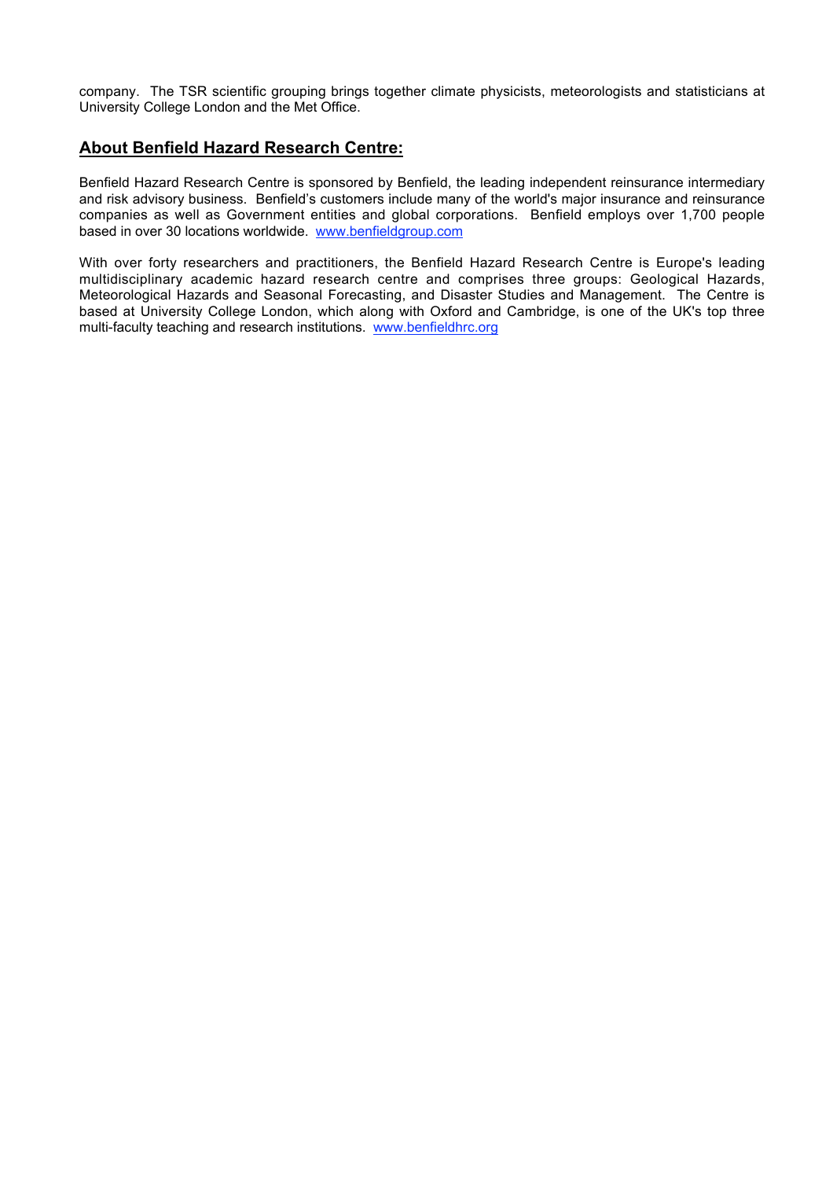company. The TSR scientific grouping brings together climate physicists, meteorologists and statisticians at University College London and the Met Office.

## **About Benfield Hazard Research Centre:**

Benfield Hazard Research Centre is sponsored by Benfield, the leading independent reinsurance intermediary and risk advisory business. Benfield's customers include many of the world's major insurance and reinsurance companies as well as Government entities and global corporations. Benfield employs over 1,700 people based in over 30 locations worldwide. www.benfieldgroup.com

With over forty researchers and practitioners, the Benfield Hazard Research Centre is Europe's leading multidisciplinary academic hazard research centre and comprises three groups: Geological Hazards, Meteorological Hazards and Seasonal Forecasting, and Disaster Studies and Management. The Centre is based at University College London, which along with Oxford and Cambridge, is one of the UK's top three multi-faculty teaching and research institutions. www.benfieldhrc.org